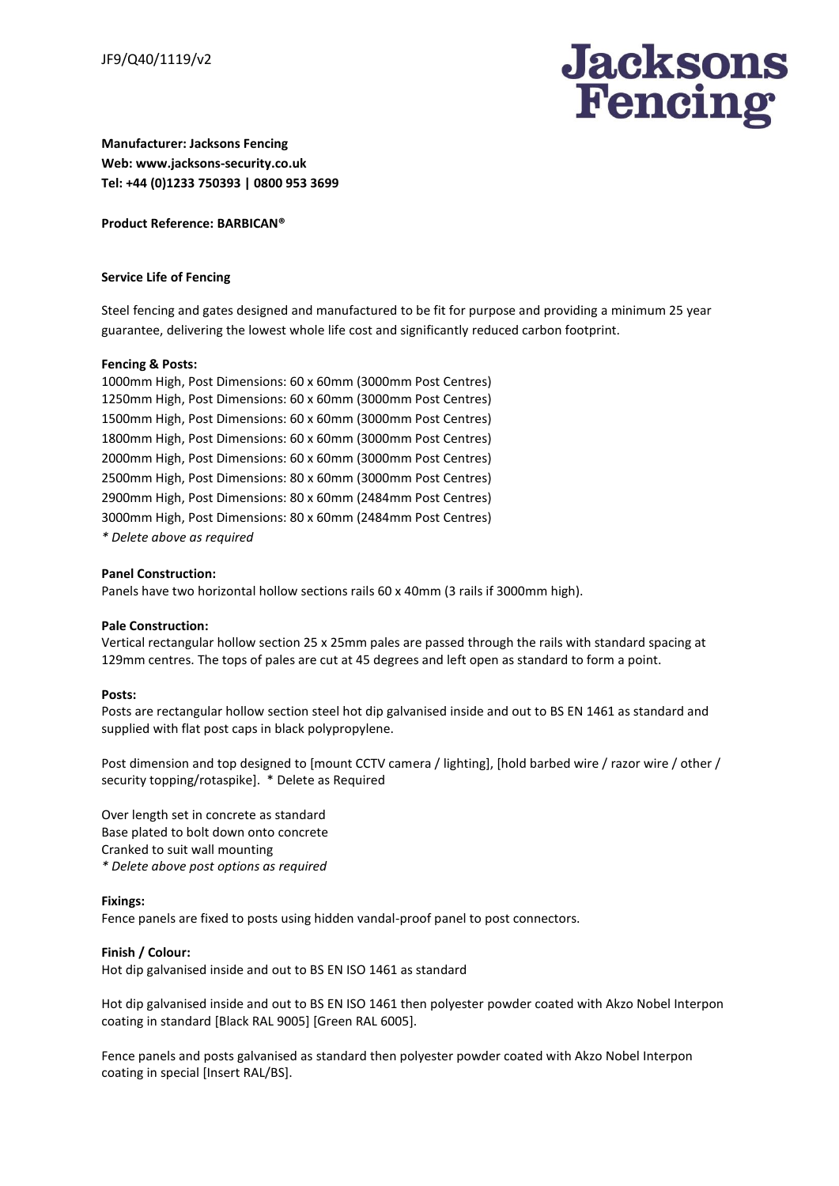JF9/Q40/1119/v2

**Jacksons Fencing**

**Manufacturer: Jacksons Fencing**
**Web: www.jacksons-security.co.uk**
**Tel: +44 (0)1233 750393 | 0800 953 3699**

**Product Reference: BARBICAN®**

**Service Life of Fencing**

Steel fencing and gates designed and manufactured to be fit for purpose and providing a minimum 25 year guarantee, delivering the lowest whole life cost and significantly reduced carbon footprint.

**Fencing & Posts:**
1000mm High, Post Dimensions: 60 x 60mm (3000mm Post Centres)
1250mm High, Post Dimensions: 60 x 60mm (3000mm Post Centres)
1500mm High, Post Dimensions: 60 x 60mm (3000mm Post Centres)
1800mm High, Post Dimensions: 60 x 60mm (3000mm Post Centres)
2000mm High, Post Dimensions: 60 x 60mm (3000mm Post Centres)
2500mm High, Post Dimensions: 80 x 60mm (3000mm Post Centres)
2900mm High, Post Dimensions: 80 x 60mm (2484mm Post Centres)
3000mm High, Post Dimensions: 80 x 60mm (2484mm Post Centres)
*\* Delete above as required*

**Panel Construction:**
Panels have two horizontal hollow sections rails 60 x 40mm (3 rails if 3000mm high).

**Pale Construction:**
Vertical rectangular hollow section 25 x 25mm pales are passed through the rails with standard spacing at 129mm centres. The tops of pales are cut at 45 degrees and left open as standard to form a point.

**Posts:**
Posts are rectangular hollow section steel hot dip galvanised inside and out to BS EN 1461 as standard and supplied with flat post caps in black polypropylene.

Post dimension and top designed to [mount CCTV camera / lighting], [hold barbed wire / razor wire / other / security topping/rotaspike]. * Delete as Required

Over length set in concrete as standard
Base plated to bolt down onto concrete
Cranked to suit wall mounting
*\* Delete above post options as required*

**Fixings:**
Fence panels are fixed to posts using hidden vandal-proof panel to post connectors.

**Finish / Colour:**
Hot dip galvanised inside and out to BS EN ISO 1461 as standard

Hot dip galvanised inside and out to BS EN ISO 1461 then polyester powder coated with Akzo Nobel Interpon coating in standard [Black RAL 9005] [Green RAL 6005].

Fence panels and posts galvanised as standard then polyester powder coated with Akzo Nobel Interpon coating in special [Insert RAL/BS].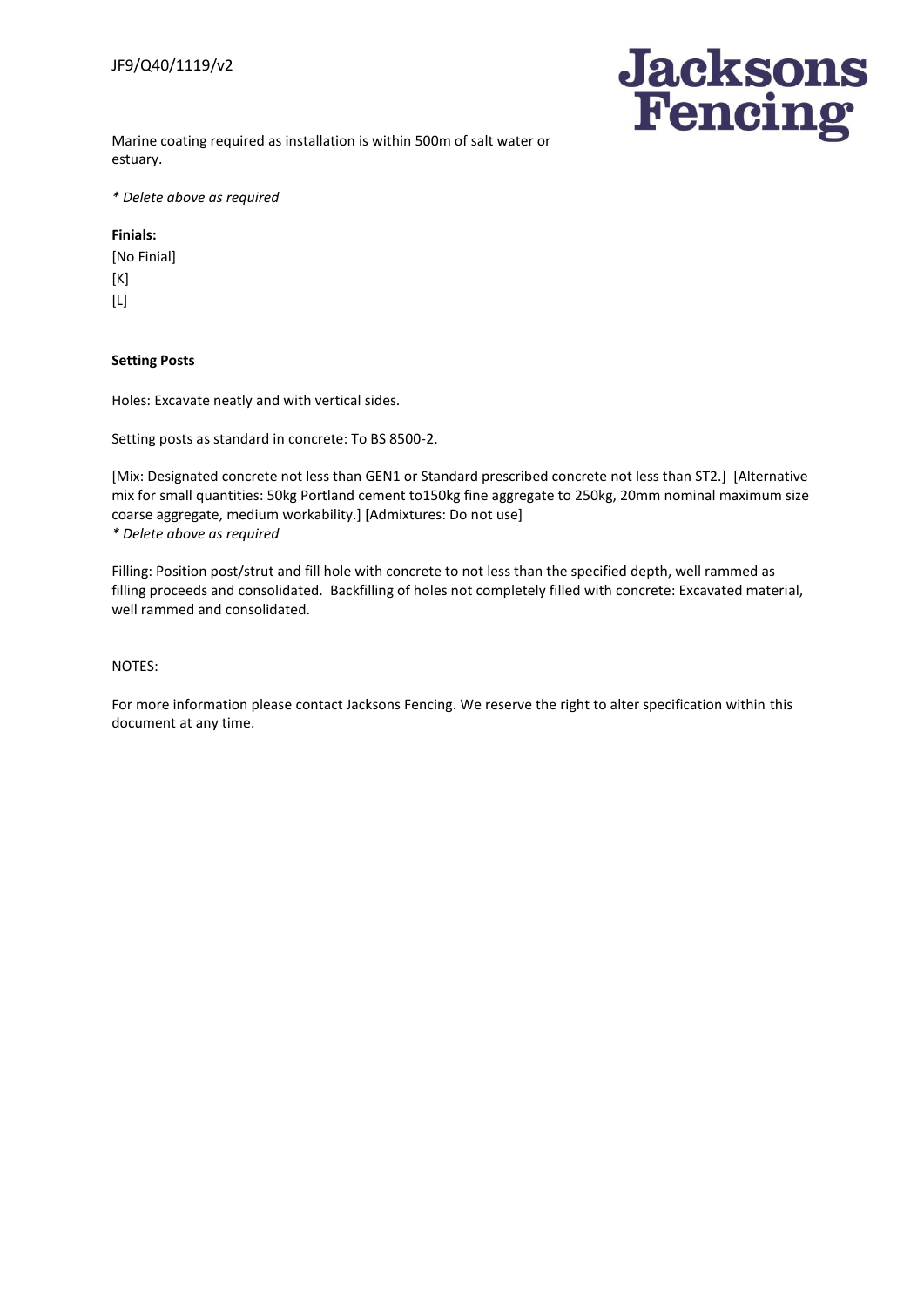Marine coating required as installation is within 500m of salt water or estuary.

*\* Delete above as required*

**Finials:**

[No Finial]
[K]
[L]

**Setting Posts**

Holes: Excavate neatly and with vertical sides.

Setting posts as standard in concrete: To BS 8500-2.

[Mix: Designated concrete not less than GEN1 or Standard prescribed concrete not less than ST2.] [Alternative mix for small quantities: 50kg Portland cement to150kg fine aggregate to 250kg, 20mm nominal maximum size coarse aggregate, medium workability.] [Admixtures: Do not use]
*\* Delete above as required*

Filling: Position post/strut and fill hole with concrete to not less than the specified depth, well rammed as filling proceeds and consolidated. Backfilling of holes not completely filled with concrete: Excavated material, well rammed and consolidated.

NOTES:

For more information please contact Jacksons Fencing. We reserve the right to alter specification within this document at any time.